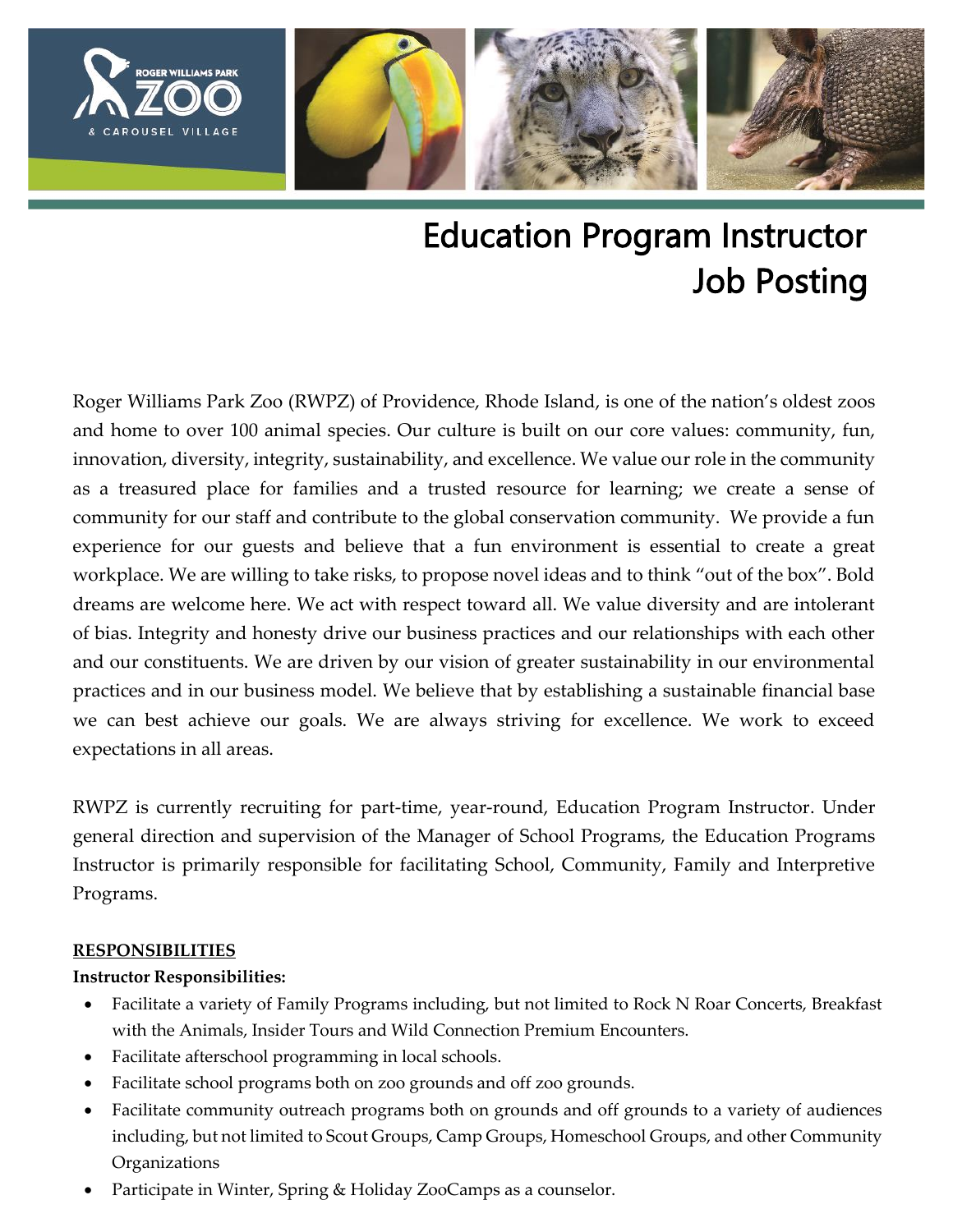# Education Program Instructor Job Posting

Roger Williams Park Zoo (RWPZ) of Providence, Rhode Island, is one of the nation's oldest zoos and home to over 100 animal species. Our culture is built on our core values: community, fun, innovation, diversity, integrity, sustainability, and excellence. We value our role in the community as a treasured place for families and a trusted resource for learning; we create a sense of community for our staff and contribute to the global conservation community. We provide a fun experience for our guests and believe that a fun environment is essential to create a great workplace. We are willing to take risks, to propose novel ideas and to think "out of the box". Bold dreams are welcome here. We act with respect toward all. We value diversity and are intolerant of bias. Integrity and honesty drive our business practices and our relationships with each other and our constituents. We are driven by our vision of greater sustainability in our environmental practices and in our business model. We believe that by establishing a sustainable financial base we can best achieve our goals. We are always striving for excellence. We work to exceed expectations in all areas.

RWPZ is currently recruiting for part-time, year-round, Education Program Instructor. Under general direction and supervision of the Manager of School Programs, the Education Programs Instructor is primarily responsible for facilitating School, Community, Family and Interpretive Programs.

**RESPONSIBILITIES**

**Instructor Responsibilities:**

- Facilitate a variety of Family Programs including, but not limited to Rock N Roar Concerts, Breakfast with the Animals, Insider Tours and Wild Connection Premium Encounters.
- Facilitate afterschool programming in local schools.
- Facilitate school programs both on zoo grounds and off zoo grounds.
- Facilitate community outreach programs both on grounds and off grounds to a variety of audiences including, but not limited to Scout Groups, Camp Groups, Homeschool Groups, and other Community Organizations
- Participate in Winter, Spring & Holiday ZooCamps as a counselor.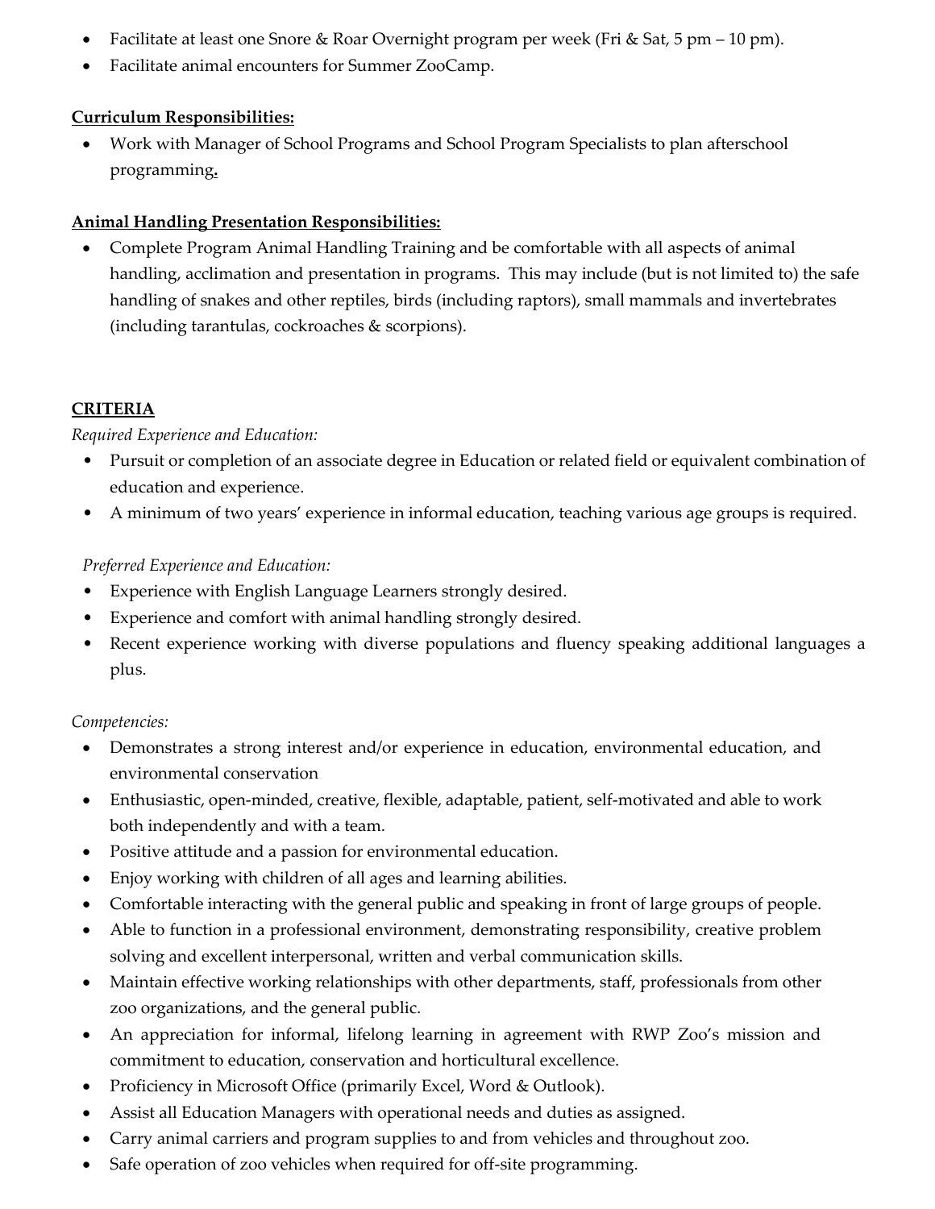- Facilitate at least one Snore & Roar Overnight program per week (Fri & Sat, 5 pm – 10 pm).
- Facilitate animal encounters for Summer ZooCamp.

**Curriculum Responsibilities:**

- Work with Manager of School Programs and School Program Specialists to plan afterschool programming**.**

**Animal Handling Presentation Responsibilities:**

- Complete Program Animal Handling Training and be comfortable with all aspects of animal handling, acclimation and presentation in programs. This may include (but is not limited to) the safe handling of snakes and other reptiles, birds (including raptors), small mammals and invertebrates (including tarantulas, cockroaches & scorpions).

## CRITERIA

*Required Experience and Education:*

- Pursuit or completion of an associate degree in Education or related field or equivalent combination of education and experience.
- A minimum of two years' experience in informal education, teaching various age groups is required.

*Preferred Experience and Education:*

- Experience with English Language Learners strongly desired.
- Experience and comfort with animal handling strongly desired.
- Recent experience working with diverse populations and fluency speaking additional languages a plus.

*Competencies:*

- Demonstrates a strong interest and/or experience in education, environmental education, and environmental conservation
- Enthusiastic, open-minded, creative, flexible, adaptable, patient, self-motivated and able to work both independently and with a team.
- Positive attitude and a passion for environmental education.
- Enjoy working with children of all ages and learning abilities.
- Comfortable interacting with the general public and speaking in front of large groups of people.
- Able to function in a professional environment, demonstrating responsibility, creative problem solving and excellent interpersonal, written and verbal communication skills.
- Maintain effective working relationships with other departments, staff, professionals from other zoo organizations, and the general public.
- An appreciation for informal, lifelong learning in agreement with RWP Zoo's mission and commitment to education, conservation and horticultural excellence.
- Proficiency in Microsoft Office (primarily Excel, Word & Outlook).
- Assist all Education Managers with operational needs and duties as assigned.
- Carry animal carriers and program supplies to and from vehicles and throughout zoo.
- Safe operation of zoo vehicles when required for off-site programming.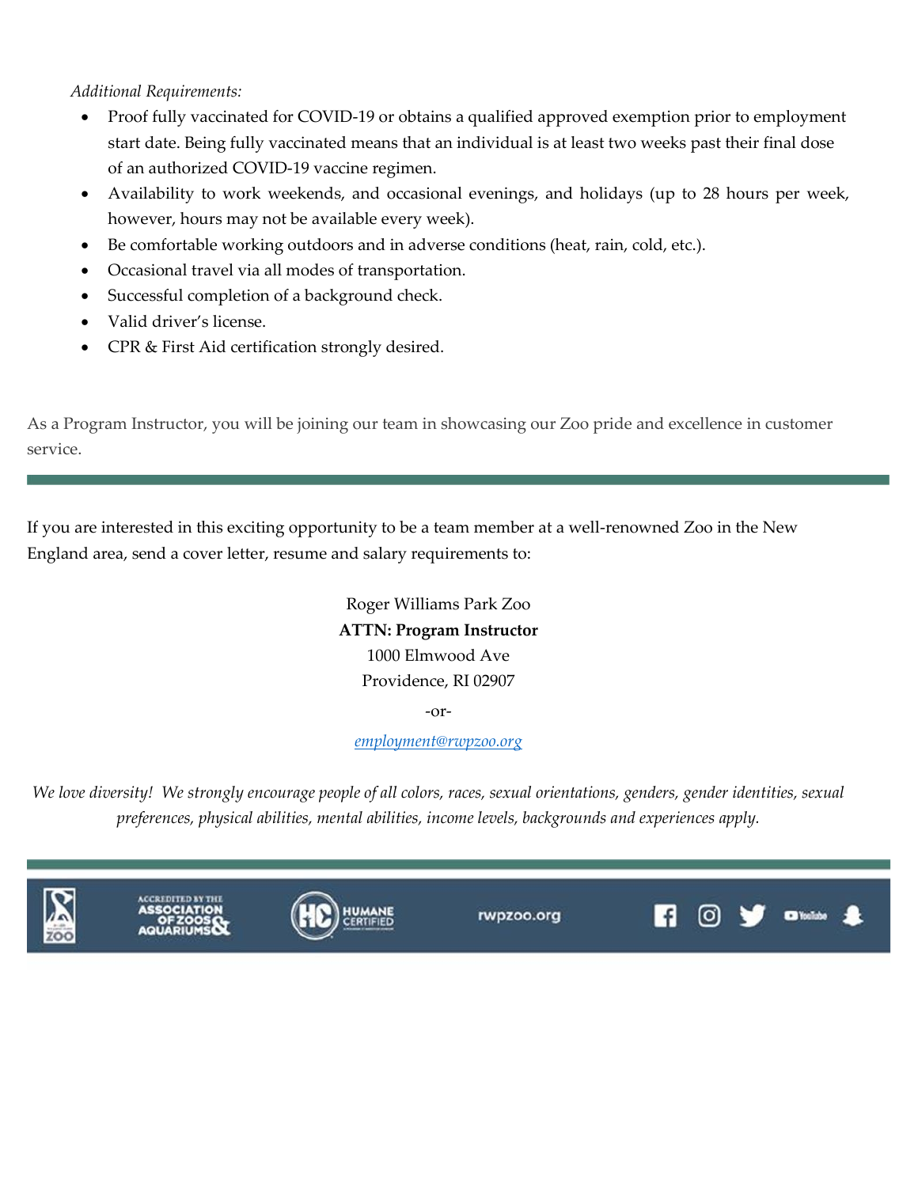*Additional Requirements:*

- Proof fully vaccinated for COVID-19 or obtains a qualified approved exemption prior to employment start date. Being fully vaccinated means that an individual is at least two weeks past their final dose of an authorized COVID-19 vaccine regimen.
- Availability to work weekends, and occasional evenings, and holidays (up to 28 hours per week, however, hours may not be available every week).
- Be comfortable working outdoors and in adverse conditions (heat, rain, cold, etc.).
- Occasional travel via all modes of transportation.
- Successful completion of a background check.
- Valid driver's license.
- CPR & First Aid certification strongly desired.

As a Program Instructor, you will be joining our team in showcasing our Zoo pride and excellence in customer service.

---

If you are interested in this exciting opportunity to be a team member at a well-renowned Zoo in the New England area, send a cover letter, resume and salary requirements to:

Roger Williams Park Zoo
**ATTN: Program Instructor**
1000 Elmwood Ave
Providence, RI 02907

-or-

employment@rwpzoo.org

*We love diversity! We strongly encourage people of all colors, races, sexual orientations, genders, gender identities, sexual preferences, physical abilities, mental abilities, income levels, backgrounds and experiences apply.*

---

ACCREDITED BY THE ASSOCIATION OF ZOOS & AQUARIUMS

HUMANE CERTIFIED

rwpzoo.org